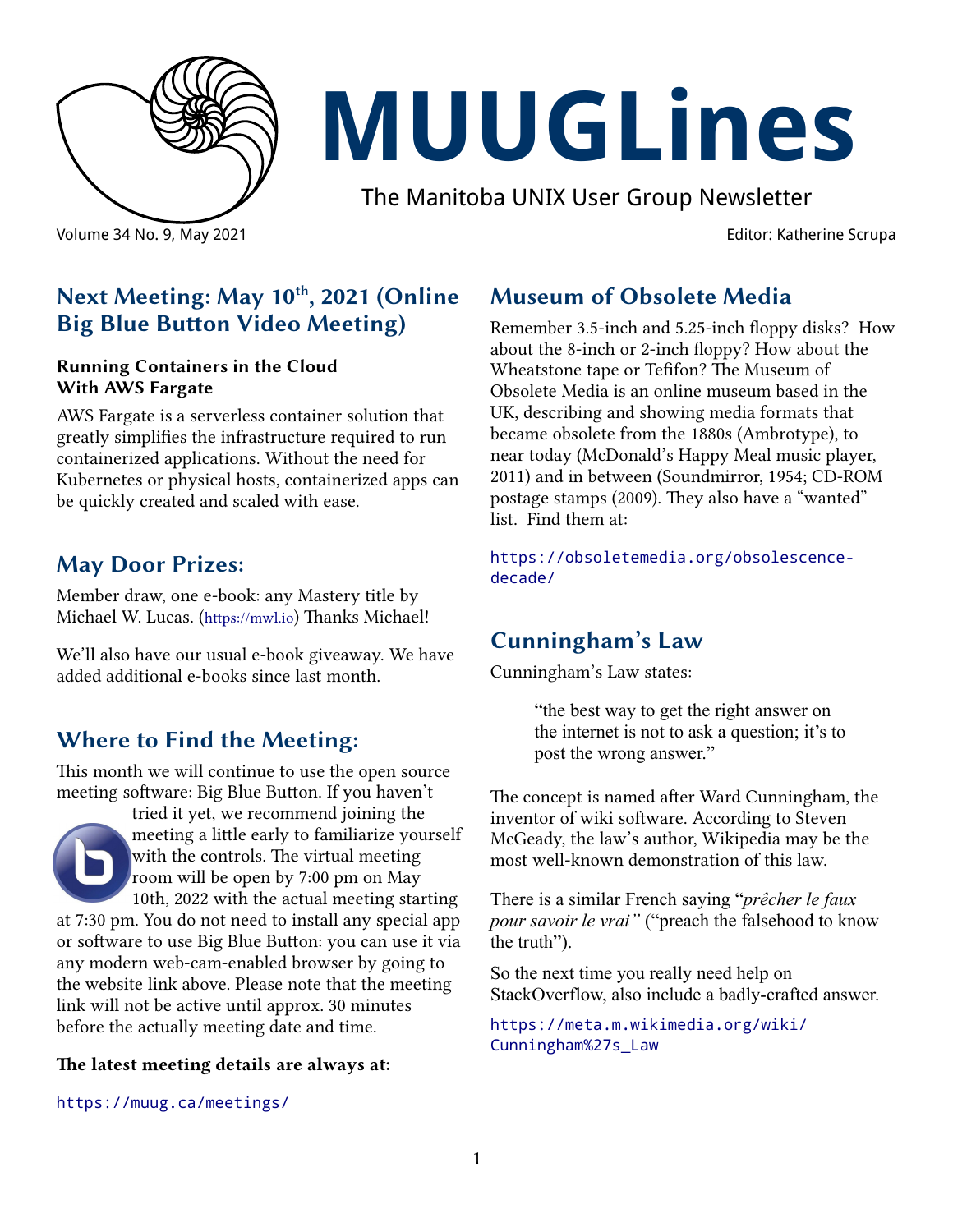# MUUGLines

The Manitoba UNIX User Group Newsletter

Volume 34 No. 9, May 2021

Editor: Katherine Scrupa

## Next Meeting: May 10th, 2021 (Online Big Blue Button Video Meeting)

**Running Containers in the Cloud With AWS Fargate**

AWS Fargate is a serverless container solution that greatly simplifies the infrastructure required to run containerized applications. Without the need for Kubernetes or physical hosts, containerized apps can be quickly created and scaled with ease.

## May Door Prizes:

Member draw, one e-book: any Mastery title by Michael W. Lucas. (https://mwl.io) Thanks Michael!

We'll also have our usual e-book giveaway. We have added additional e-books since last month.

## Where to Find the Meeting:

This month we will continue to use the open source meeting software: Big Blue Button. If you haven't tried it yet, we recommend joining the meeting a little early to familiarize yourself with the controls. The virtual meeting room will be open by 7:00 pm on May 10th, 2022 with the actual meeting starting at 7:30 pm. You do not need to install any special app or software to use Big Blue Button: you can use it via any modern web-cam-enabled browser by going to the website link above. Please note that the meeting link will not be active until approx. 30 minutes before the actually meeting date and time.

**The latest meeting details are always at:**

https://muug.ca/meetings/

## Museum of Obsolete Media

Remember 3.5-inch and 5.25-inch floppy disks? How about the 8-inch or 2-inch floppy? How about the Wheatstone tape or Tefifon? The Museum of Obsolete Media is an online museum based in the UK, describing and showing media formats that became obsolete from the 1880s (Ambrotype), to near today (McDonald's Happy Meal music player, 2011) and in between (Soundmirror, 1954; CD-ROM postage stamps (2009). They also have a "wanted" list. Find them at:

https://obsoletemedia.org/obsolescence-decade/

## Cunningham's Law

Cunningham's Law states:

> "the best way to get the right answer on the internet is not to ask a question; it's to post the wrong answer."

The concept is named after Ward Cunningham, the inventor of wiki software. According to Steven McGeady, the law's author, Wikipedia may be the most well-known demonstration of this law.

There is a similar French saying "*prêcher le faux pour savoir le vrai"* ("preach the falsehood to know the truth").

So the next time you really need help on StackOverflow, also include a badly-crafted answer.

https://meta.m.wikimedia.org/wiki/Cunningham%27s_Law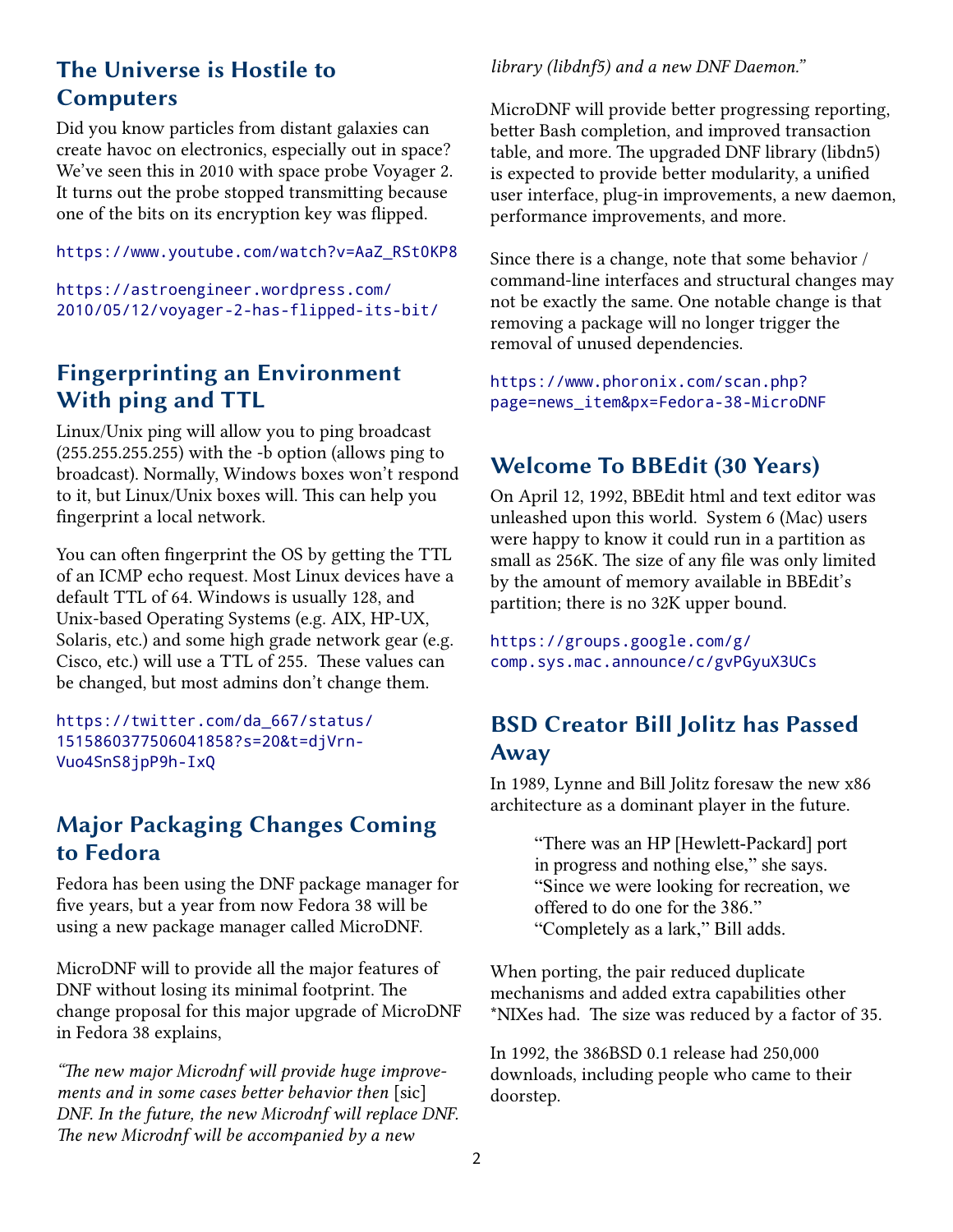## The Universe is Hostile to Computers

Did you know particles from distant galaxies can create havoc on electronics, especially out in space? We've seen this in 2010 with space probe Voyager 2. It turns out the probe stopped transmitting because one of the bits on its encryption key was flipped.

https://www.youtube.com/watch?v=AaZ_RSt0KP8

https://astroengineer.wordpress.com/2010/05/12/voyager-2-has-flipped-its-bit/

## Fingerprinting an Environment With ping and TTL

Linux/Unix ping will allow you to ping broadcast (255.255.255.255) with the -b option (allows ping to broadcast). Normally, Windows boxes won't respond to it, but Linux/Unix boxes will. This can help you fingerprint a local network.

You can often fingerprint the OS by getting the TTL of an ICMP echo request. Most Linux devices have a default TTL of 64. Windows is usually 128, and Unix-based Operating Systems (e.g. AIX, HP-UX, Solaris, etc.) and some high grade network gear (e.g. Cisco, etc.) will use a TTL of 255. These values can be changed, but most admins don't change them.

https://twitter.com/da_667/status/1515860377506041858?s=20&t=djVrn-Vuo4SnS8jpP9h-IxQ

## Major Packaging Changes Coming to Fedora

Fedora has been using the DNF package manager for five years, but a year from now Fedora 38 will be using a new package manager called MicroDNF.

MicroDNF will to provide all the major features of DNF without losing its minimal footprint. The change proposal for this major upgrade of MicroDNF in Fedora 38 explains,

*"The new major Microdnf will provide huge improvements and in some cases better behavior then* [sic] *DNF. In the future, the new Microdnf will replace DNF. The new Microdnf will be accompanied by a new library (libdnf5) and a new DNF Daemon."*

MicroDNF will provide better progressing reporting, better Bash completion, and improved transaction table, and more. The upgraded DNF library (libdn5) is expected to provide better modularity, a unified user interface, plug-in improvements, a new daemon, performance improvements, and more.

Since there is a change, note that some behavior / command-line interfaces and structural changes may not be exactly the same. One notable change is that removing a package will no longer trigger the removal of unused dependencies.

https://www.phoronix.com/scan.php?page=news_item&px=Fedora-38-MicroDNF

## Welcome To BBEdit (30 Years)

On April 12, 1992, BBEdit html and text editor was unleashed upon this world. System 6 (Mac) users were happy to know it could run in a partition as small as 256K. The size of any file was only limited by the amount of memory available in BBEdit's partition; there is no 32K upper bound.

https://groups.google.com/g/comp.sys.mac.announce/c/gvPGyuX3UCs

## BSD Creator Bill Jolitz has Passed Away

In 1989, Lynne and Bill Jolitz foresaw the new x86 architecture as a dominant player in the future.

> "There was an HP [Hewlett-Packard] port in progress and nothing else," she says. "Since we were looking for recreation, we offered to do one for the 386." "Completely as a lark," Bill adds.

When porting, the pair reduced duplicate mechanisms and added extra capabilities other *NIXes had. The size was reduced by a factor of 35.

In 1992, the 386BSD 0.1 release had 250,000 downloads, including people who came to their doorstep.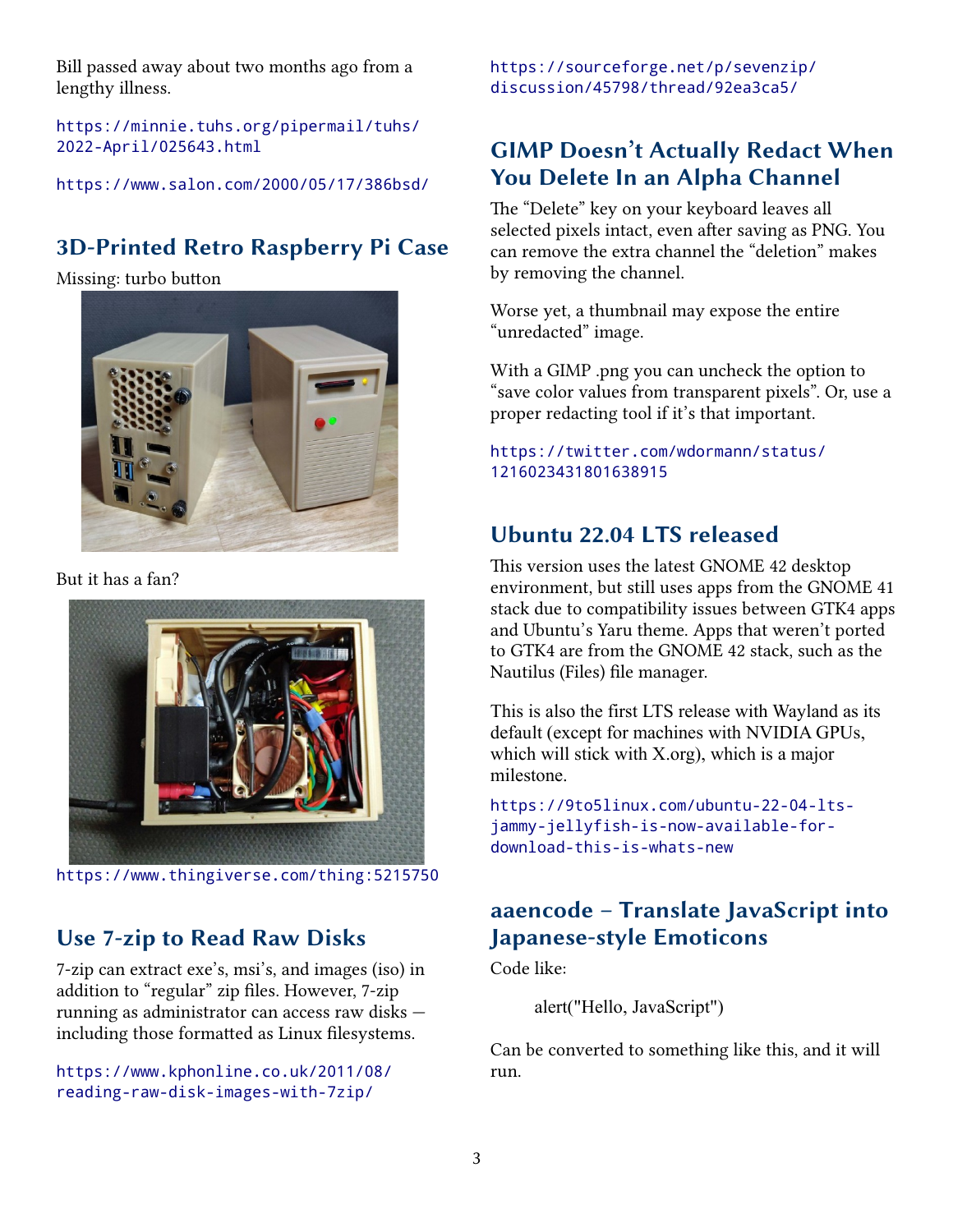Bill passed away about two months ago from a lengthy illness.

https://minnie.tuhs.org/pipermail/tuhs/2022-April/025643.html

https://www.salon.com/2000/05/17/386bsd/

## 3D-Printed Retro Raspberry Pi Case

Missing: turbo button

But it has a fan?

https://www.thingiverse.com/thing:5215750

## Use 7-zip to Read Raw Disks

7-zip can extract exe's, msi's, and images (iso) in addition to "regular" zip files. However, 7-zip running as administrator can access raw disks — including those formatted as Linux filesystems.

https://www.kphonline.co.uk/2011/08/reading-raw-disk-images-with-7zip/

https://sourceforge.net/p/sevenzip/discussion/45798/thread/92ea3ca5/

## GIMP Doesn't Actually Redact When You Delete In an Alpha Channel

The "Delete" key on your keyboard leaves all selected pixels intact, even after saving as PNG. You can remove the extra channel the "deletion" makes by removing the channel.

Worse yet, a thumbnail may expose the entire "unredacted" image.

With a GIMP .png you can uncheck the option to "save color values from transparent pixels". Or, use a proper redacting tool if it's that important.

https://twitter.com/wdormann/status/1216023431801638915

## Ubuntu 22.04 LTS released

This version uses the latest GNOME 42 desktop environment, but still uses apps from the GNOME 41 stack due to compatibility issues between GTK4 apps and Ubuntu's Yaru theme. Apps that weren't ported to GTK4 are from the GNOME 42 stack, such as the Nautilus (Files) file manager.

This is also the first LTS release with Wayland as its default (except for machines with NVIDIA GPUs, which will stick with X.org), which is a major milestone.

https://9to5linux.com/ubuntu-22-04-lts-jammy-jellyfish-is-now-available-for-download-this-is-whats-new

## aaencode – Translate JavaScript into Japanese-style Emoticons

Code like:

```
alert("Hello, JavaScript")
```

Can be converted to something like this, and it will run.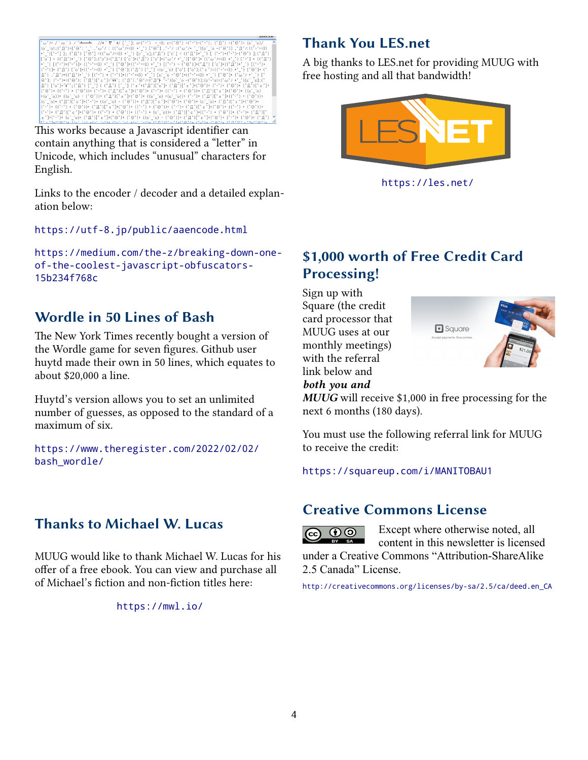This works because a Javascript identifier can contain anything that is considered a “letter” in Unicode, which includes “unusual” characters for English.

Links to the encoder / decoder and a detailed explanation below:

https://utf-8.jp/public/aaencode.html

https://medium.com/the-z/breaking-down-one-of-the-coolest-javascript-obfuscators-15b234f768c

## Wordle in 50 Lines of Bash

The New York Times recently bought a version of the Wordle game for seven figures. Github user huytd made their own in 50 lines, which equates to about $20,000 a line.

Huytd’s version allows you to set an unlimited number of guesses, as opposed to the standard of a maximum of six.

https://www.theregister.com/2022/02/02/bash_wordle/

## Thanks to Michael W. Lucas

MUUG would like to thank Michael W. Lucas for his offer of a free ebook. You can view and purchase all of Michael’s fiction and non-fiction titles here:

https://mwl.io/

## Thank You LES.net

A big thanks to LES.net for providing MUUG with free hosting and all that bandwidth!

https://les.net/

## $1,000 worth of Free Credit Card Processing!

Sign up with Square (the credit card processor that MUUG uses at our monthly meetings) with the referral link below and ***both you and MUUG*** will receive $1,000 in free processing for the next 6 months (180 days).

You must use the following referral link for MUUG to receive the credit:

https://squareup.com/i/MANITOBAU1

## Creative Commons License

Except where otherwise noted, all content in this newsletter is licensed under a Creative Commons “Attribution-ShareAlike 2.5 Canada” License.

http://creativecommons.org/licenses/by-sa/2.5/ca/deed.en_CA